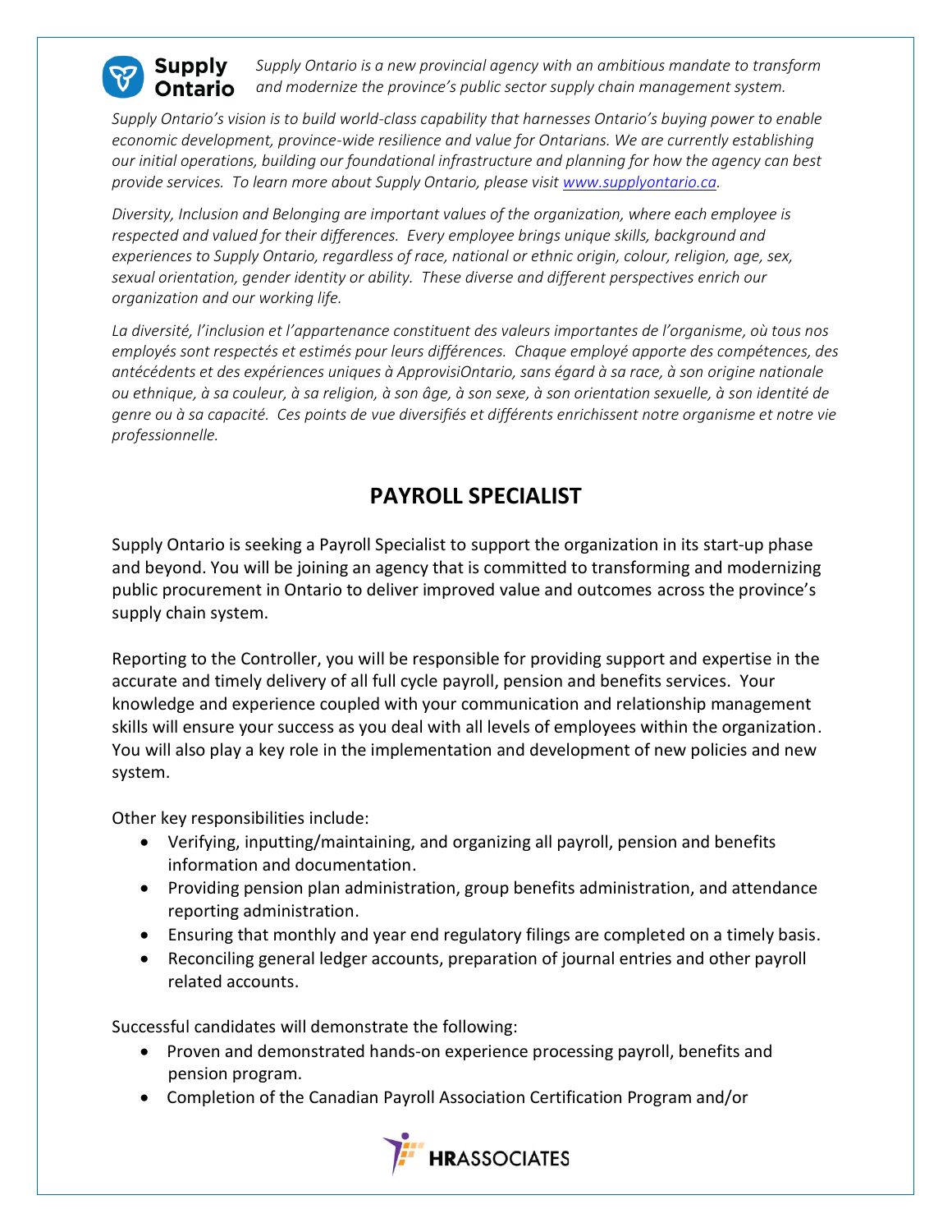**Supply Ontario**

*Supply Ontario is a new provincial agency with an ambitious mandate to transform and modernize the province's public sector supply chain management system.*

*Supply Ontario's vision is to build world-class capability that harnesses Ontario's buying power to enable economic development, province-wide resilience and value for Ontarians. We are currently establishing our initial operations, building our foundational infrastructure and planning for how the agency can best provide services. To learn more about Supply Ontario, please visit [www.supplyontario.ca](http://www.supplyontario.ca).*

*Diversity, Inclusion and Belonging are important values of the organization, where each employee is respected and valued for their differences. Every employee brings unique skills, background and experiences to Supply Ontario, regardless of race, national or ethnic origin, colour, religion, age, sex, sexual orientation, gender identity or ability. These diverse and different perspectives enrich our organization and our working life.*

*La diversité, l'inclusion et l'appartenance constituent des valeurs importantes de l'organisme, où tous nos employés sont respectés et estimés pour leurs différences. Chaque employé apporte des compétences, des antécédents et des expériences uniques à ApprovisiOntario, sans égard à sa race, à son origine nationale ou ethnique, à sa couleur, à sa religion, à son âge, à son sexe, à son orientation sexuelle, à son identité de genre ou à sa capacité. Ces points de vue diversifiés et différents enrichissent notre organisme et notre vie professionnelle.*

# PAYROLL SPECIALIST

Supply Ontario is seeking a Payroll Specialist to support the organization in its start-up phase and beyond. You will be joining an agency that is committed to transforming and modernizing public procurement in Ontario to deliver improved value and outcomes across the province's supply chain system.

Reporting to the Controller, you will be responsible for providing support and expertise in the accurate and timely delivery of all full cycle payroll, pension and benefits services. Your knowledge and experience coupled with your communication and relationship management skills will ensure your success as you deal with all levels of employees within the organization. You will also play a key role in the implementation and development of new policies and new system.

Other key responsibilities include:

- Verifying, inputting/maintaining, and organizing all payroll, pension and benefits information and documentation.
- Providing pension plan administration, group benefits administration, and attendance reporting administration.
- Ensuring that monthly and year end regulatory filings are completed on a timely basis.
- Reconciling general ledger accounts, preparation of journal entries and other payroll related accounts.

Successful candidates will demonstrate the following:

- Proven and demonstrated hands-on experience processing payroll, benefits and pension program.
- Completion of the Canadian Payroll Association Certification Program and/or

**HRASSOCIATES**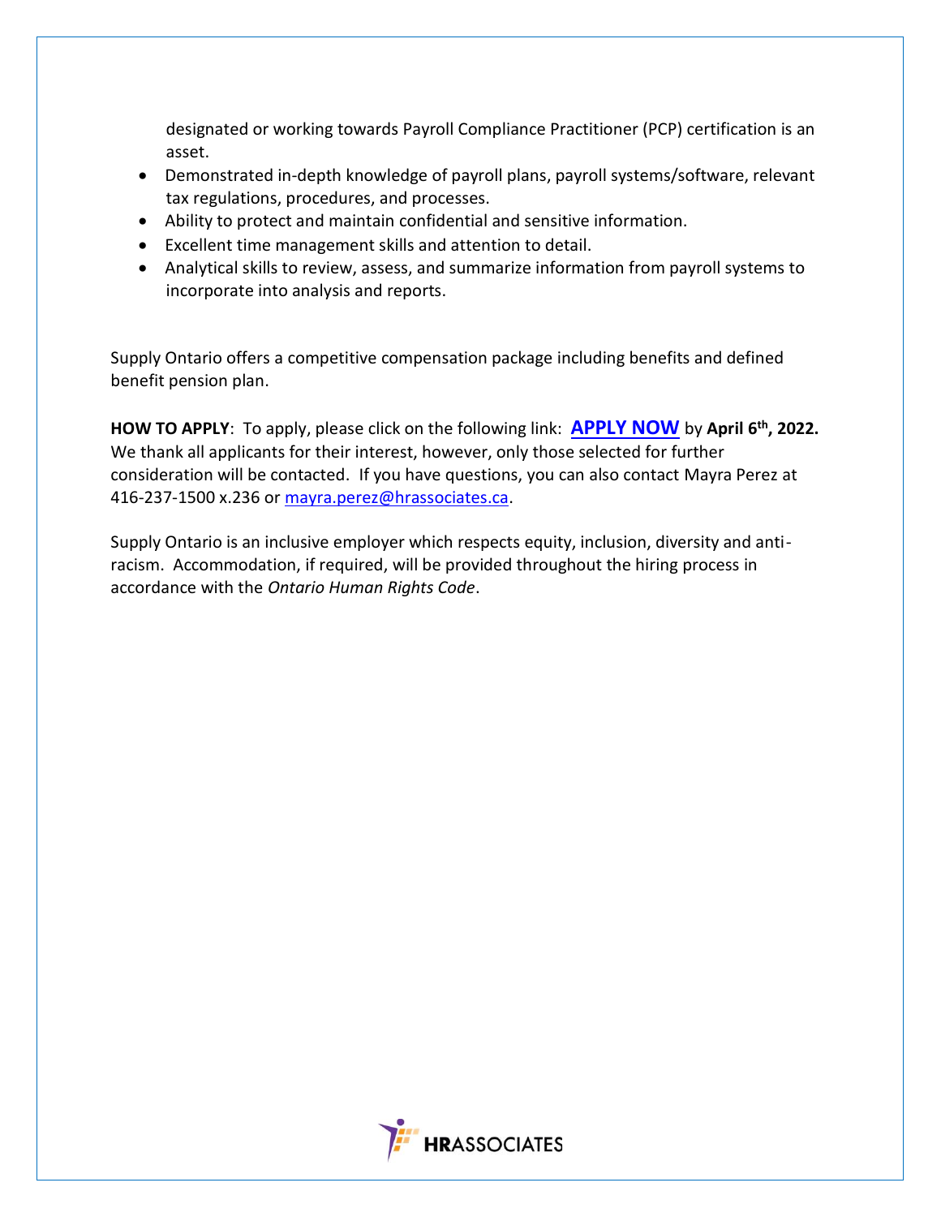designated or working towards Payroll Compliance Practitioner (PCP) certification is an asset.

- Demonstrated in-depth knowledge of payroll plans, payroll systems/software, relevant tax regulations, procedures, and processes.
- Ability to protect and maintain confidential and sensitive information.
- Excellent time management skills and attention to detail.
- Analytical skills to review, assess, and summarize information from payroll systems to incorporate into analysis and reports.

Supply Ontario offers a competitive compensation package including benefits and defined benefit pension plan.

**HOW TO APPLY**: To apply, please click on the following link: **APPLY NOW** by **April 6th, 2022.** We thank all applicants for their interest, however, only those selected for further consideration will be contacted. If you have questions, you can also contact Mayra Perez at 416-237-1500 x.236 or mayra.perez@hrassociates.ca.

Supply Ontario is an inclusive employer which respects equity, inclusion, diversity and anti-racism. Accommodation, if required, will be provided throughout the hiring process in accordance with the *Ontario Human Rights Code*.

**HR**ASSOCIATES